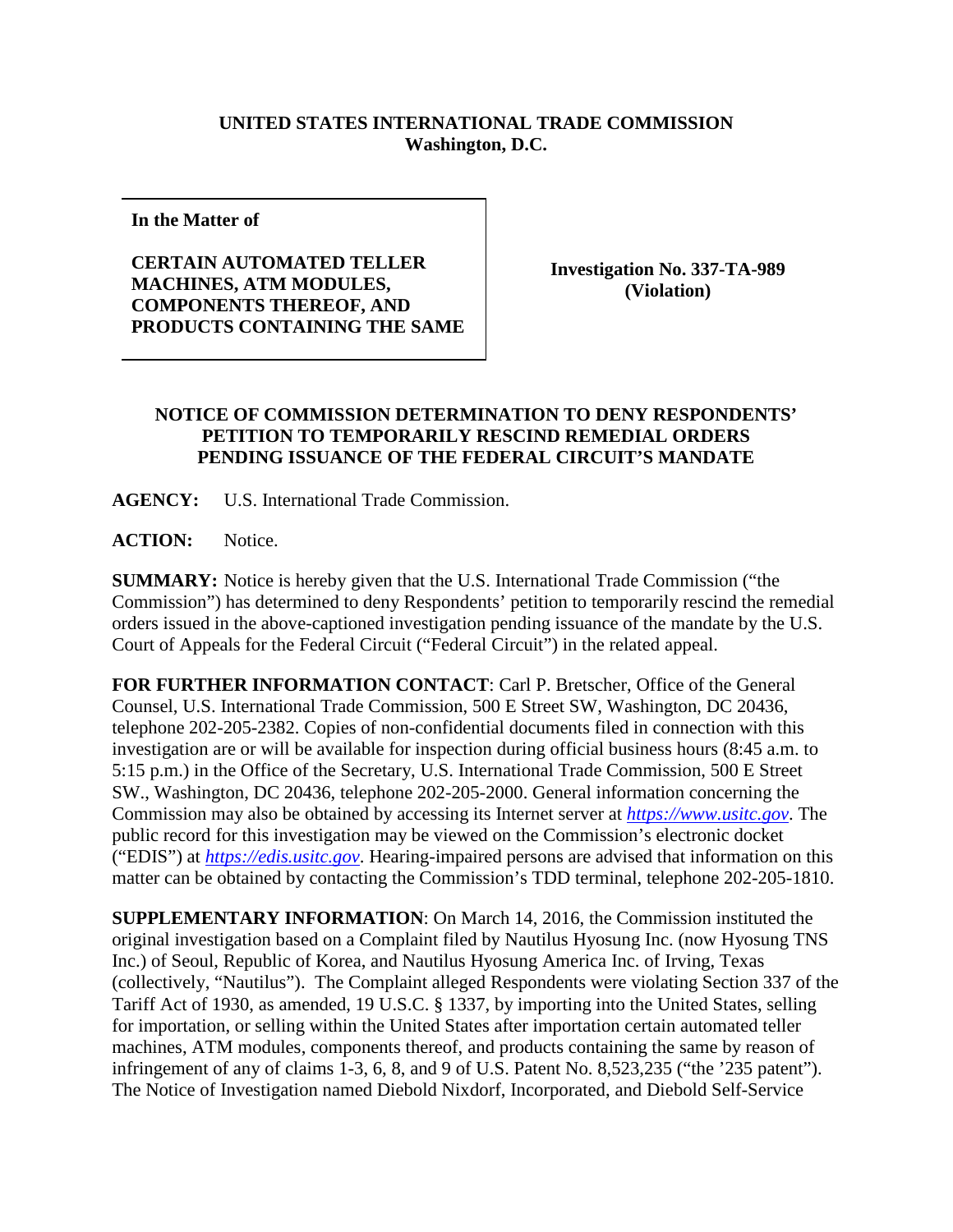**UNITED STATES INTERNATIONAL TRADE COMMISSION**
**Washington, D.C.**

| **In the Matter of**<br><br>**CERTAIN AUTOMATED TELLER MACHINES, ATM MODULES, COMPONENTS THEREOF, AND PRODUCTS CONTAINING THE SAME** | **Investigation No. 337-TA-989 (Violation)** |
| --- | --- |

**NOTICE OF COMMISSION DETERMINATION TO DENY RESPONDENTS' PETITION TO TEMPORARILY RESCIND REMEDIAL ORDERS PENDING ISSUANCE OF THE FEDERAL CIRCUIT'S MANDATE**

**AGENCY:** U.S. International Trade Commission.

**ACTION:** Notice.

**SUMMARY:** Notice is hereby given that the U.S. International Trade Commission ("the Commission") has determined to deny Respondents' petition to temporarily rescind the remedial orders issued in the above-captioned investigation pending issuance of the mandate by the U.S. Court of Appeals for the Federal Circuit ("Federal Circuit") in the related appeal.

**FOR FURTHER INFORMATION CONTACT**: Carl P. Bretscher, Office of the General Counsel, U.S. International Trade Commission, 500 E Street SW, Washington, DC 20436, telephone 202-205-2382. Copies of non-confidential documents filed in connection with this investigation are or will be available for inspection during official business hours (8:45 a.m. to 5:15 p.m.) in the Office of the Secretary, U.S. International Trade Commission, 500 E Street SW., Washington, DC 20436, telephone 202-205-2000. General information concerning the Commission may also be obtained by accessing its Internet server at *https://www.usitc.gov*. The public record for this investigation may be viewed on the Commission's electronic docket ("EDIS") at *https://edis.usitc.gov*. Hearing-impaired persons are advised that information on this matter can be obtained by contacting the Commission's TDD terminal, telephone 202-205-1810.

**SUPPLEMENTARY INFORMATION**: On March 14, 2016, the Commission instituted the original investigation based on a Complaint filed by Nautilus Hyosung Inc. (now Hyosung TNS Inc.) of Seoul, Republic of Korea, and Nautilus Hyosung America Inc. of Irving, Texas (collectively, "Nautilus"). The Complaint alleged Respondents were violating Section 337 of the Tariff Act of 1930, as amended, 19 U.S.C. § 1337, by importing into the United States, selling for importation, or selling within the United States after importation certain automated teller machines, ATM modules, components thereof, and products containing the same by reason of infringement of any of claims 1-3, 6, 8, and 9 of U.S. Patent No. 8,523,235 ("the '235 patent"). The Notice of Investigation named Diebold Nixdorf, Incorporated, and Diebold Self-Service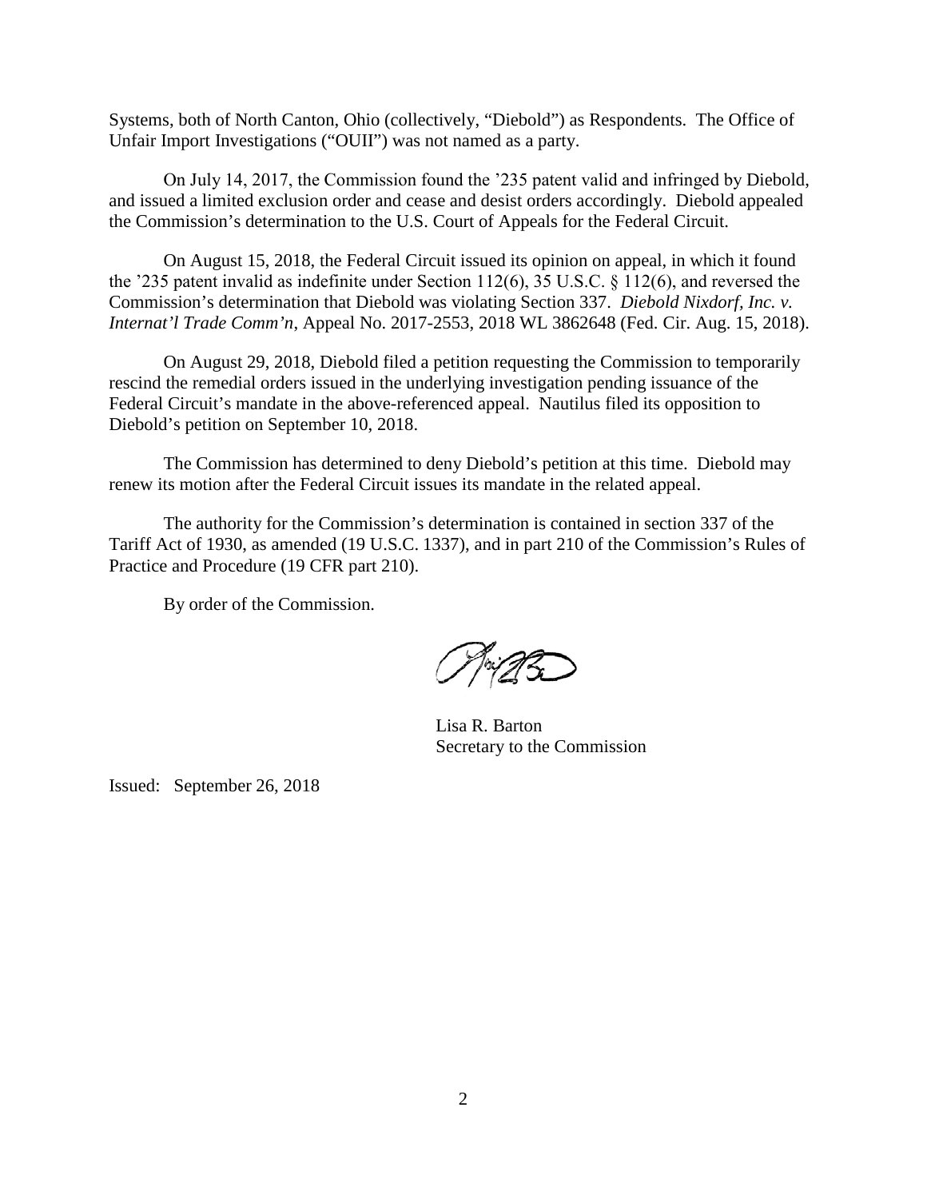Systems, both of North Canton, Ohio (collectively, "Diebold") as Respondents. The Office of Unfair Import Investigations ("OUII") was not named as a party.

On July 14, 2017, the Commission found the '235 patent valid and infringed by Diebold, and issued a limited exclusion order and cease and desist orders accordingly. Diebold appealed the Commission's determination to the U.S. Court of Appeals for the Federal Circuit.

On August 15, 2018, the Federal Circuit issued its opinion on appeal, in which it found the '235 patent invalid as indefinite under Section 112(6), 35 U.S.C. § 112(6), and reversed the Commission's determination that Diebold was violating Section 337. *Diebold Nixdorf, Inc. v. Internat'l Trade Comm'n*, Appeal No. 2017-2553, 2018 WL 3862648 (Fed. Cir. Aug. 15, 2018).

On August 29, 2018, Diebold filed a petition requesting the Commission to temporarily rescind the remedial orders issued in the underlying investigation pending issuance of the Federal Circuit's mandate in the above-referenced appeal. Nautilus filed its opposition to Diebold's petition on September 10, 2018.

The Commission has determined to deny Diebold's petition at this time. Diebold may renew its motion after the Federal Circuit issues its mandate in the related appeal.

The authority for the Commission's determination is contained in section 337 of the Tariff Act of 1930, as amended (19 U.S.C. 1337), and in part 210 of the Commission's Rules of Practice and Procedure (19 CFR part 210).

By order of the Commission.

Lisa R. Barton
Secretary to the Commission

Issued: September 26, 2018